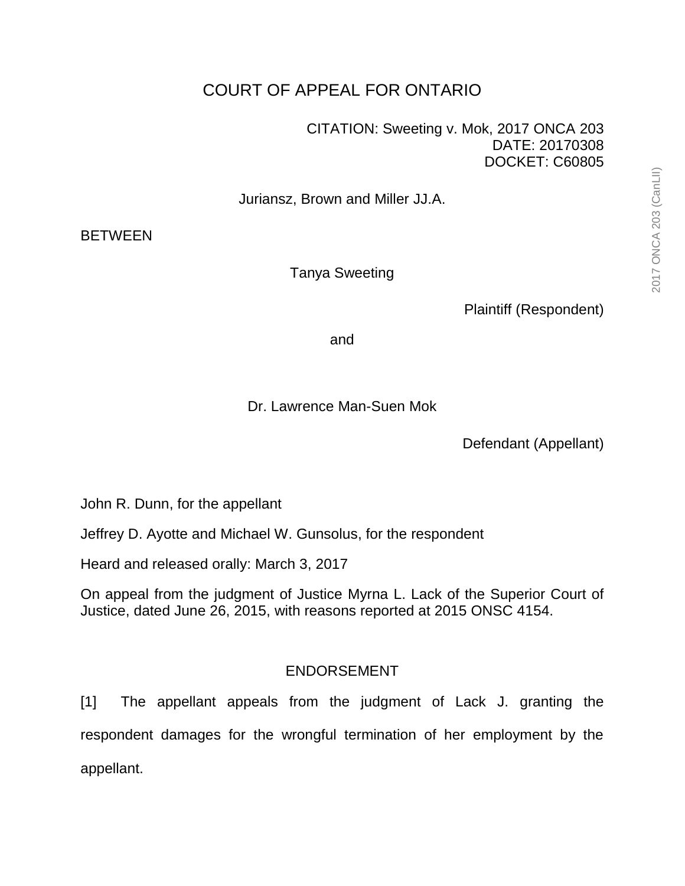# COURT OF APPEAL FOR ONTARIO

CITATION: Sweeting v. Mok, 2017 ONCA 203
DATE: 20170308
DOCKET: C60805

Juriansz, Brown and Miller JJ.A.

BETWEEN

Tanya Sweeting

Plaintiff (Respondent)

and

Dr. Lawrence Man-Suen Mok

Defendant (Appellant)

John R. Dunn, for the appellant

Jeffrey D. Ayotte and Michael W. Gunsolus, for the respondent

Heard and released orally: March 3, 2017

On appeal from the judgment of Justice Myrna L. Lack of the Superior Court of Justice, dated June 26, 2015, with reasons reported at 2015 ONSC 4154.

## ENDORSEMENT

[1] The appellant appeals from the judgment of Lack J. granting the respondent damages for the wrongful termination of her employment by the appellant.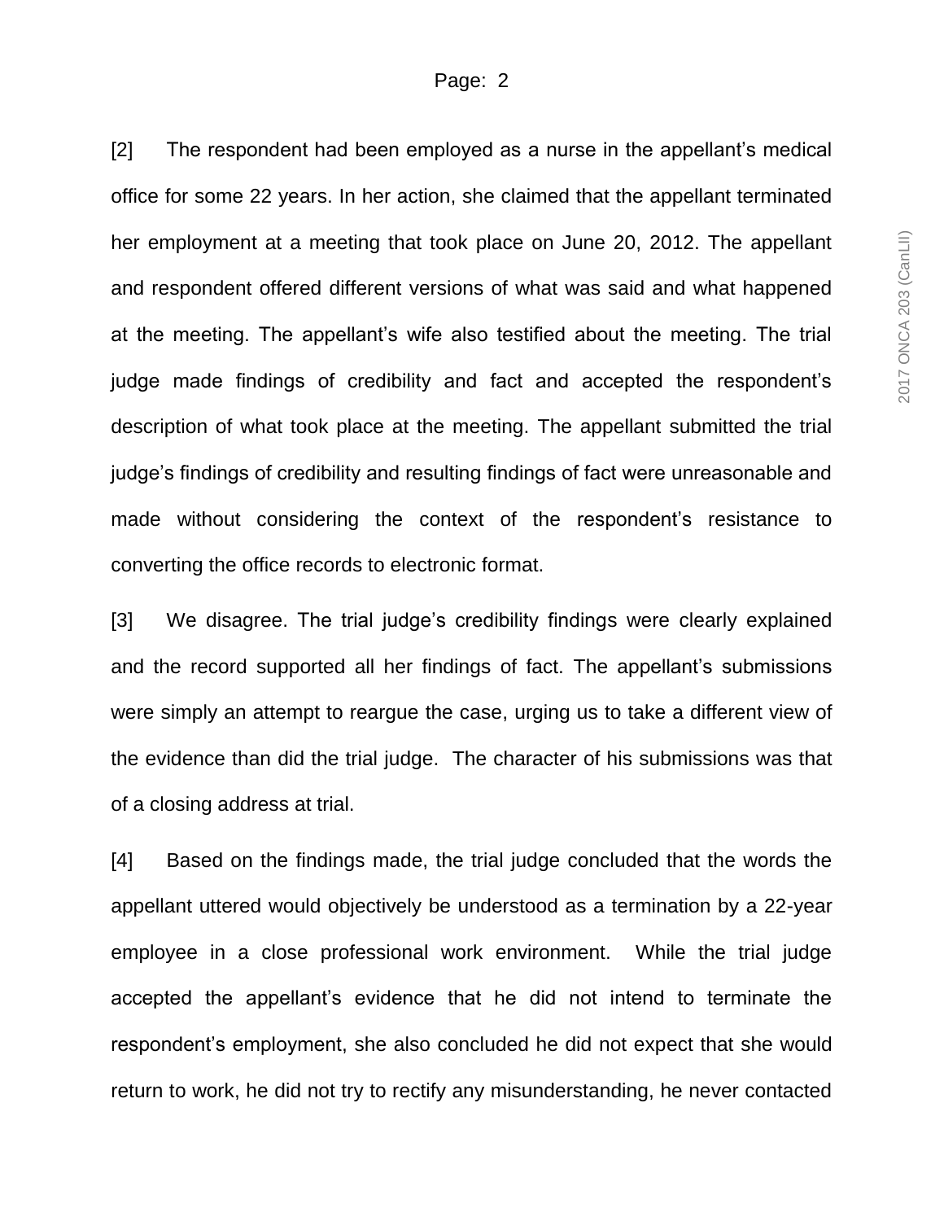[2] The respondent had been employed as a nurse in the appellant's medical office for some 22 years. In her action, she claimed that the appellant terminated her employment at a meeting that took place on June 20, 2012. The appellant and respondent offered different versions of what was said and what happened at the meeting. The appellant's wife also testified about the meeting. The trial judge made findings of credibility and fact and accepted the respondent's description of what took place at the meeting. The appellant submitted the trial judge's findings of credibility and resulting findings of fact were unreasonable and made without considering the context of the respondent's resistance to converting the office records to electronic format.

[3] We disagree. The trial judge's credibility findings were clearly explained and the record supported all her findings of fact. The appellant's submissions were simply an attempt to reargue the case, urging us to take a different view of the evidence than did the trial judge. The character of his submissions was that of a closing address at trial.

[4] Based on the findings made, the trial judge concluded that the words the appellant uttered would objectively be understood as a termination by a 22-year employee in a close professional work environment. While the trial judge accepted the appellant's evidence that he did not intend to terminate the respondent's employment, she also concluded he did not expect that she would return to work, he did not try to rectify any misunderstanding, he never contacted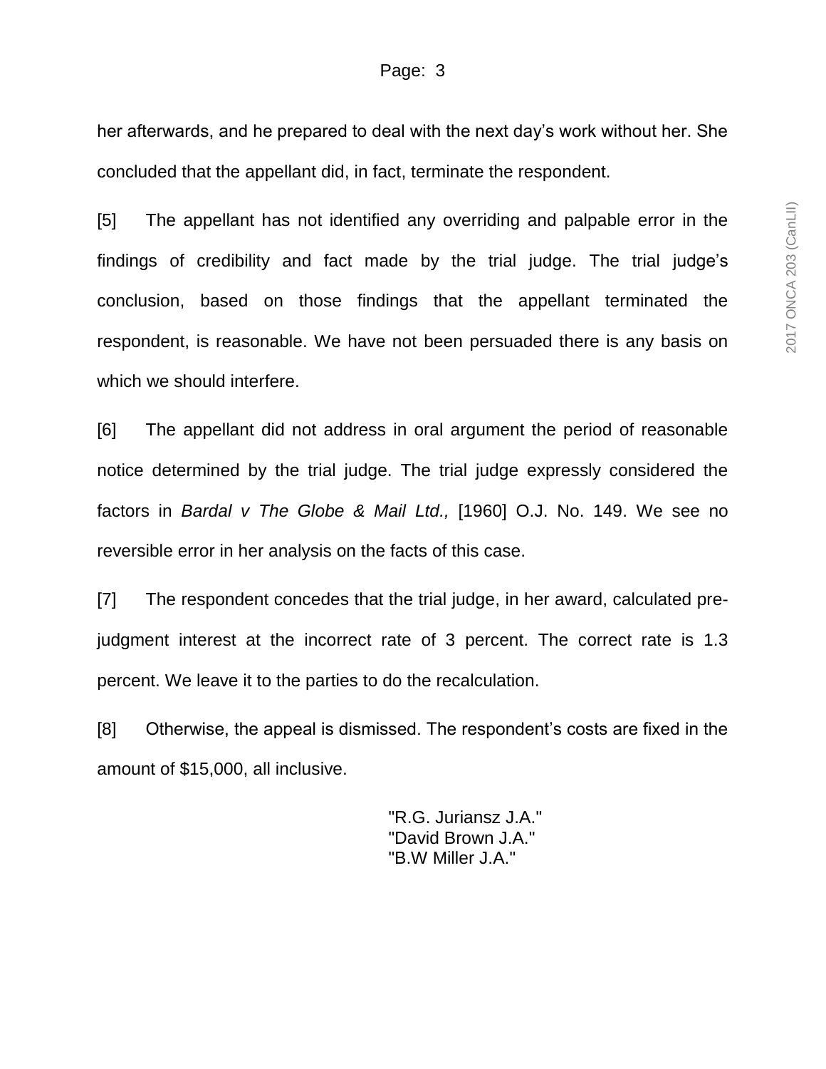her afterwards, and he prepared to deal with the next day's work without her. She concluded that the appellant did, in fact, terminate the respondent.

[5] The appellant has not identified any overriding and palpable error in the findings of credibility and fact made by the trial judge. The trial judge's conclusion, based on those findings that the appellant terminated the respondent, is reasonable. We have not been persuaded there is any basis on which we should interfere.

[6] The appellant did not address in oral argument the period of reasonable notice determined by the trial judge. The trial judge expressly considered the factors in *Bardal v The Globe & Mail Ltd.,* [1960] O.J. No. 149. We see no reversible error in her analysis on the facts of this case.

[7] The respondent concedes that the trial judge, in her award, calculated pre-judgment interest at the incorrect rate of 3 percent. The correct rate is 1.3 percent. We leave it to the parties to do the recalculation.

[8] Otherwise, the appeal is dismissed. The respondent's costs are fixed in the amount of $15,000, all inclusive.

"R.G. Juriansz J.A."
"David Brown J.A."
"B.W Miller J.A."